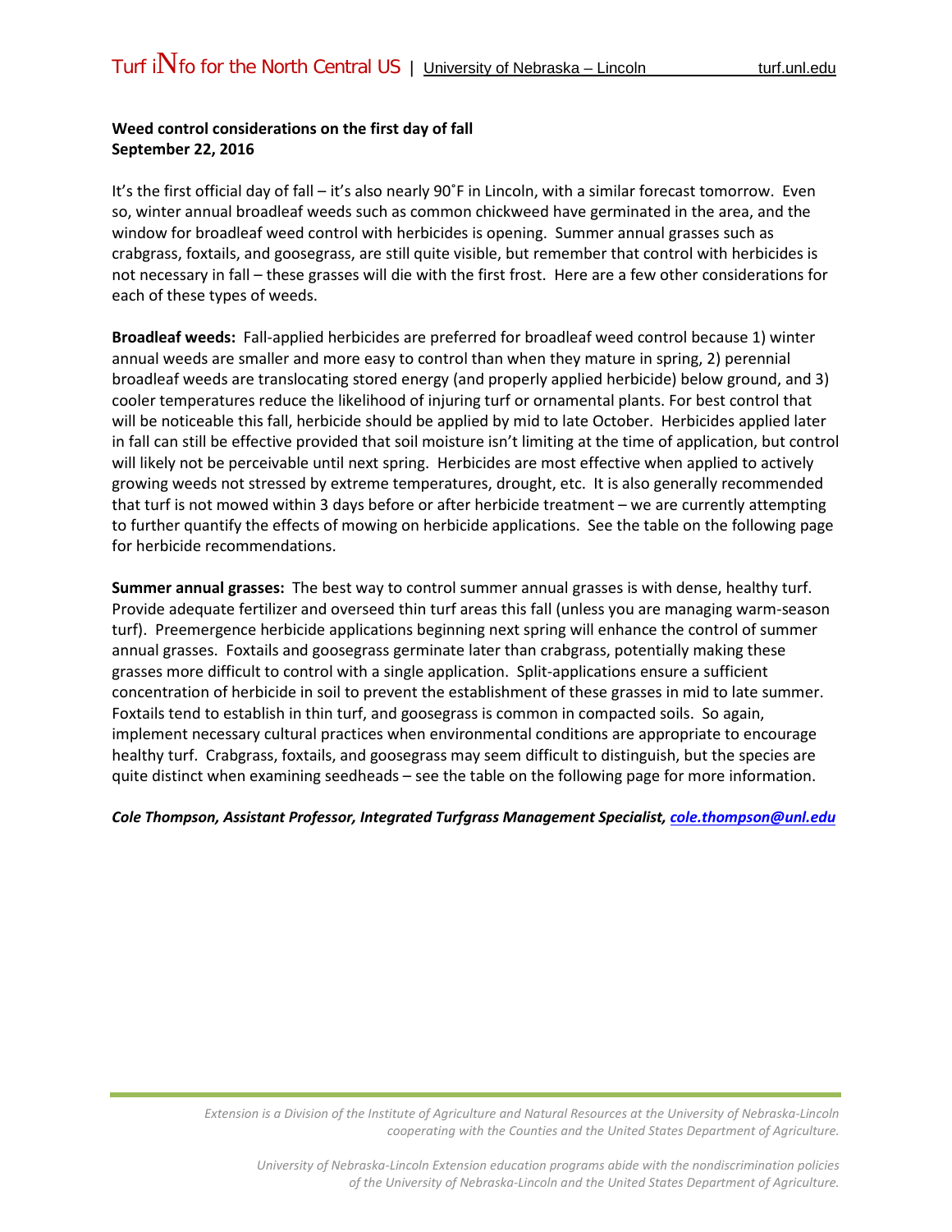**Weed control considerations on the first day of fall**
**September 22, 2016**

It's the first official day of fall – it's also nearly 90˚F in Lincoln, with a similar forecast tomorrow. Even so, winter annual broadleaf weeds such as common chickweed have germinated in the area, and the window for broadleaf weed control with herbicides is opening. Summer annual grasses such as crabgrass, foxtails, and goosegrass, are still quite visible, but remember that control with herbicides is not necessary in fall – these grasses will die with the first frost. Here are a few other considerations for each of these types of weeds.

**Broadleaf weeds:** Fall-applied herbicides are preferred for broadleaf weed control because 1) winter annual weeds are smaller and more easy to control than when they mature in spring, 2) perennial broadleaf weeds are translocating stored energy (and properly applied herbicide) below ground, and 3) cooler temperatures reduce the likelihood of injuring turf or ornamental plants. For best control that will be noticeable this fall, herbicide should be applied by mid to late October. Herbicides applied later in fall can still be effective provided that soil moisture isn't limiting at the time of application, but control will likely not be perceivable until next spring. Herbicides are most effective when applied to actively growing weeds not stressed by extreme temperatures, drought, etc. It is also generally recommended that turf is not mowed within 3 days before or after herbicide treatment – we are currently attempting to further quantify the effects of mowing on herbicide applications. See the table on the following page for herbicide recommendations.

**Summer annual grasses:** The best way to control summer annual grasses is with dense, healthy turf. Provide adequate fertilizer and overseed thin turf areas this fall (unless you are managing warm-season turf). Preemergence herbicide applications beginning next spring will enhance the control of summer annual grasses. Foxtails and goosegrass germinate later than crabgrass, potentially making these grasses more difficult to control with a single application. Split-applications ensure a sufficient concentration of herbicide in soil to prevent the establishment of these grasses in mid to late summer. Foxtails tend to establish in thin turf, and goosegrass is common in compacted soils. So again, implement necessary cultural practices when environmental conditions are appropriate to encourage healthy turf. Crabgrass, foxtails, and goosegrass may seem difficult to distinguish, but the species are quite distinct when examining seedheads – see the table on the following page for more information.

***Cole Thompson, Assistant Professor, Integrated Turfgrass Management Specialist, cole.thompson@unl.edu***

*Extension is a Division of the Institute of Agriculture and Natural Resources at the University of Nebraska-Lincoln cooperating with the Counties and the United States Department of Agriculture.*

*University of Nebraska-Lincoln Extension education programs abide with the nondiscrimination policies of the University of Nebraska-Lincoln and the United States Department of Agriculture.*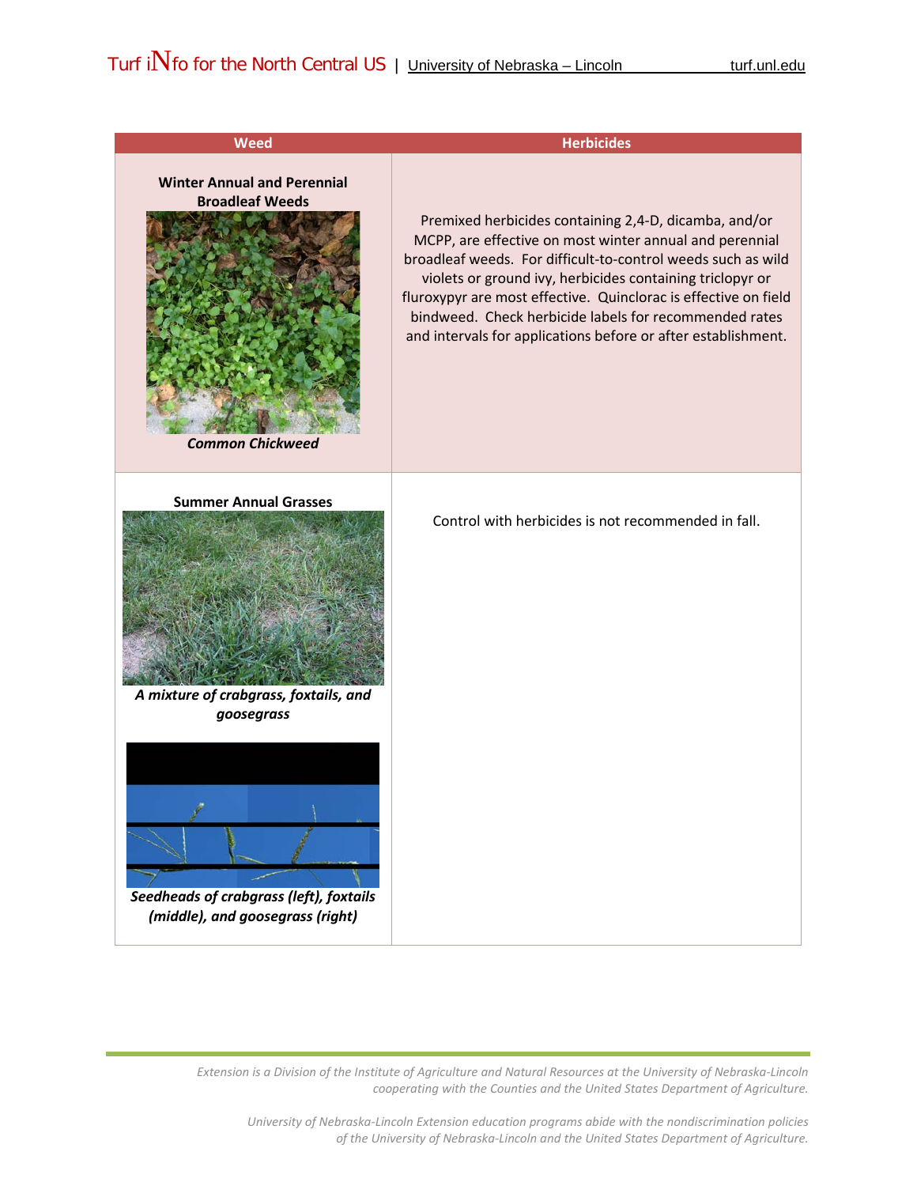| Weed | Herbicides |
|---|---|
| **Winter Annual and Perennial Broadleaf Weeds** ***Common Chickweed*** | Premixed herbicides containing 2,4-D, dicamba, and/or MCPP, are effective on most winter annual and perennial broadleaf weeds. For difficult-to-control weeds such as wild violets or ground ivy, herbicides containing triclopyr or fluroxypyr are most effective. Quinclorac is effective on field bindweed. Check herbicide labels for recommended rates and intervals for applications before or after establishment. |
| **Summer Annual Grasses** ***A mixture of crabgrass, foxtails, and goosegrass*** ***Seedheads of crabgrass (left), foxtails (middle), and goosegrass (right)*** | Control with herbicides is not recommended in fall. |

*Extension is a Division of the Institute of Agriculture and Natural Resources at the University of Nebraska-Lincoln cooperating with the Counties and the United States Department of Agriculture.*

*University of Nebraska-Lincoln Extension education programs abide with the nondiscrimination policies of the University of Nebraska-Lincoln and the United States Department of Agriculture.*